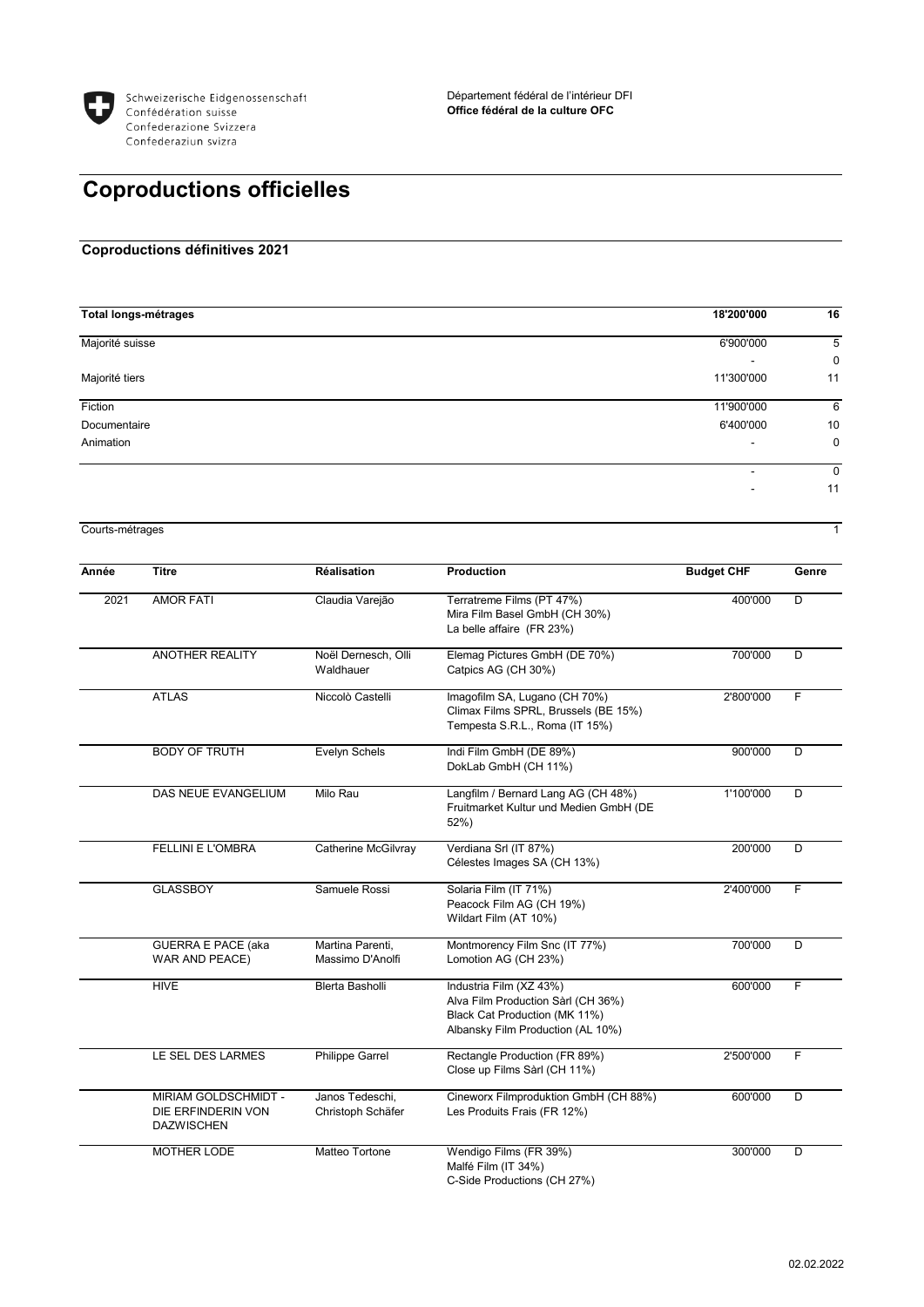Schweizerische Eidgenossenschaft
Confédération suisse
Confederazione Svizzera
Confederaziun svizra

Département fédéral de l'intérieur DFI
**Office fédéral de la culture OFC**

# Coproductions officielles

## Coproductions définitives 2021

| | | |
|---|---|---|
| **Total longs-métrages** | **18'200'000** | **16** |
| Majorité suisse | 6'900'000 | 5 |
| | - | 0 |
| Majorité tiers | 11'300'000 | 11 |
| Fiction | 11'900'000 | 6 |
| Documentaire | 6'400'000 | 10 |
| Animation | - | 0 |
| | - | 0 |
| | - | 11 |
| Courts-métrages | | 1 |

| Année | Titre | Réalisation | Production | Budget CHF | Genre |
|---|---|---|---|---|---|
| 2021 | AMOR FATI | Claudia Varejão | Terratreme Films (PT 47%)<br>Mira Film Basel GmbH (CH 30%)<br>La belle affaire (FR 23%) | 400'000 | D |
| | ANOTHER REALITY | Noël Dernesch, Olli Waldhauer | Elemag Pictures GmbH (DE 70%)<br>Catpics AG (CH 30%) | 700'000 | D |
| | ATLAS | Niccolò Castelli | Imagofilm SA, Lugano (CH 70%)<br>Climax Films SPRL, Brussels (BE 15%)<br>Tempesta S.R.L., Roma (IT 15%) | 2'800'000 | F |
| | BODY OF TRUTH | Evelyn Schels | Indi Film GmbH (DE 89%)<br>DokLab GmbH (CH 11%) | 900'000 | D |
| | DAS NEUE EVANGELIUM | Milo Rau | Langfilm / Bernard Lang AG (CH 48%)<br>Fruitmarket Kultur und Medien GmbH (DE 52%) | 1'100'000 | D |
| | FELLINI E L'OMBRA | Catherine McGilvray | Verdiana Srl (IT 87%)<br>Célestes Images SA (CH 13%) | 200'000 | D |
| | GLASSBOY | Samuele Rossi | Solaria Film (IT 71%)<br>Peacock Film AG (CH 19%)<br>Wildart Film (AT 10%) | 2'400'000 | F |
| | GUERRA E PACE (aka WAR AND PEACE) | Martina Parenti, Massimo D'Anolfi | Montmorency Film Snc (IT 77%)<br>Lomotion AG (CH 23%) | 700'000 | D |
| | HIVE | Blerta Basholli | Industria Film (XZ 43%)<br>Alva Film Production Sàrl (CH 36%)<br>Black Cat Production (MK 11%)<br>Albansky Film Production (AL 10%) | 600'000 | F |
| | LE SEL DES LARMES | Philippe Garrel | Rectangle Production (FR 89%)<br>Close up Films Sàrl (CH 11%) | 2'500'000 | F |
| | MIRIAM GOLDSCHMIDT - DIE ERFINDERIN VON DAZWISCHEN | Janos Tedeschi, Christoph Schäfer | Cineworx Filmproduktion GmbH (CH 88%)<br>Les Produits Frais (FR 12%) | 600'000 | D |
| | MOTHER LODE | Matteo Tortone | Wendigo Films (FR 39%)<br>Malfé Film (IT 34%)<br>C-Side Productions (CH 27%) | 300'000 | D |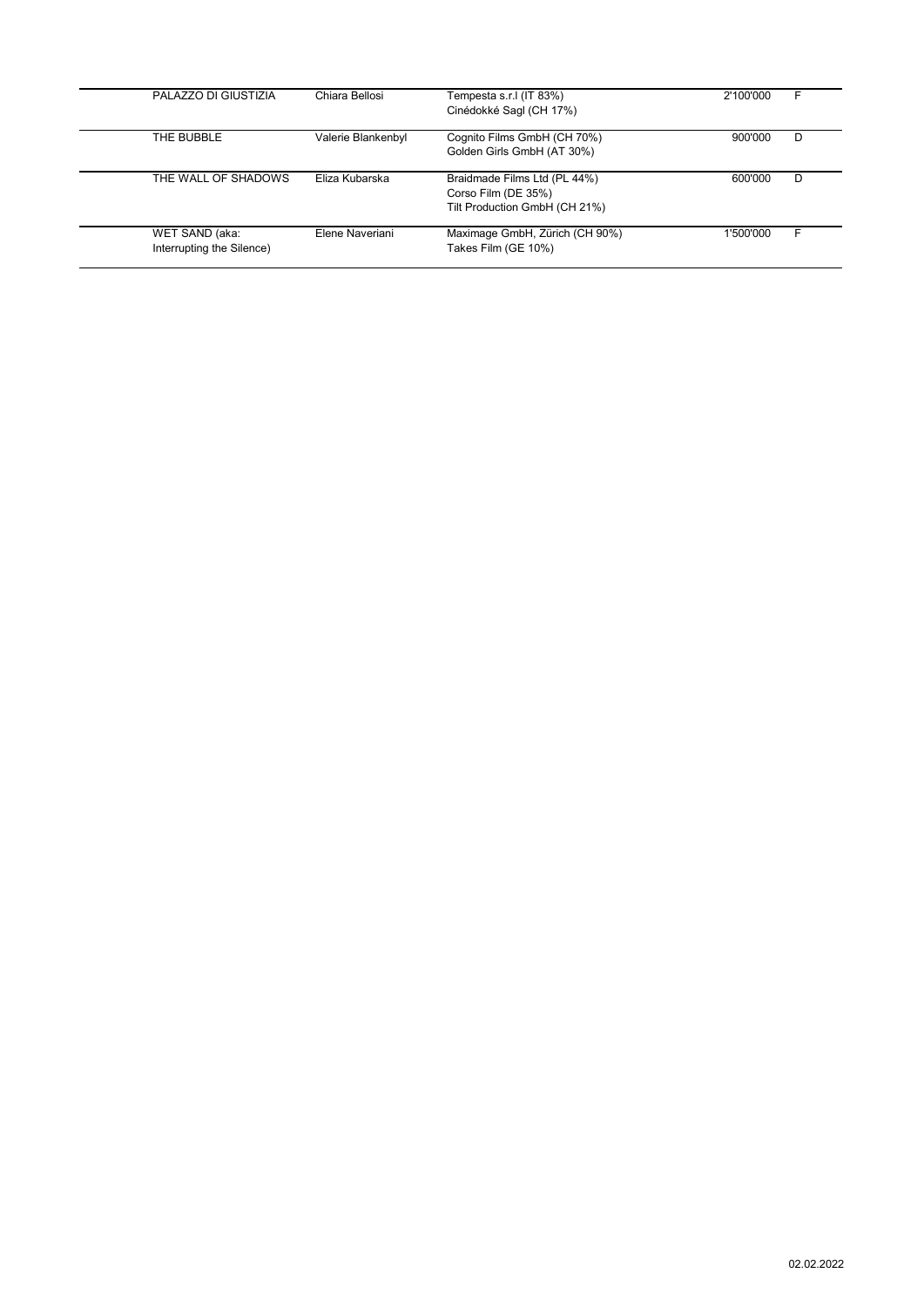| | | | | |
|---|---|---|---|---|
| PALAZZO DI GIUSTIZIA | Chiara Bellosi | Tempesta s.r.l (IT 83%)<br>Cinédokké Sagl (CH 17%) | 2'100'000 | F |
| THE BUBBLE | Valerie Blankenbyl | Cognito Films GmbH (CH 70%)<br>Golden Girls GmbH (AT 30%) | 900'000 | D |
| THE WALL OF SHADOWS | Eliza Kubarska | Braidmade Films Ltd (PL 44%)<br>Corso Film (DE 35%)<br>Tilt Production GmbH (CH 21%) | 600'000 | D |
| WET SAND (aka:<br>Interrupting the Silence) | Elene Naveriani | Maximage GmbH, Zürich (CH 90%)<br>Takes Film (GE 10%) | 1'500'000 | F |

02.02.2022